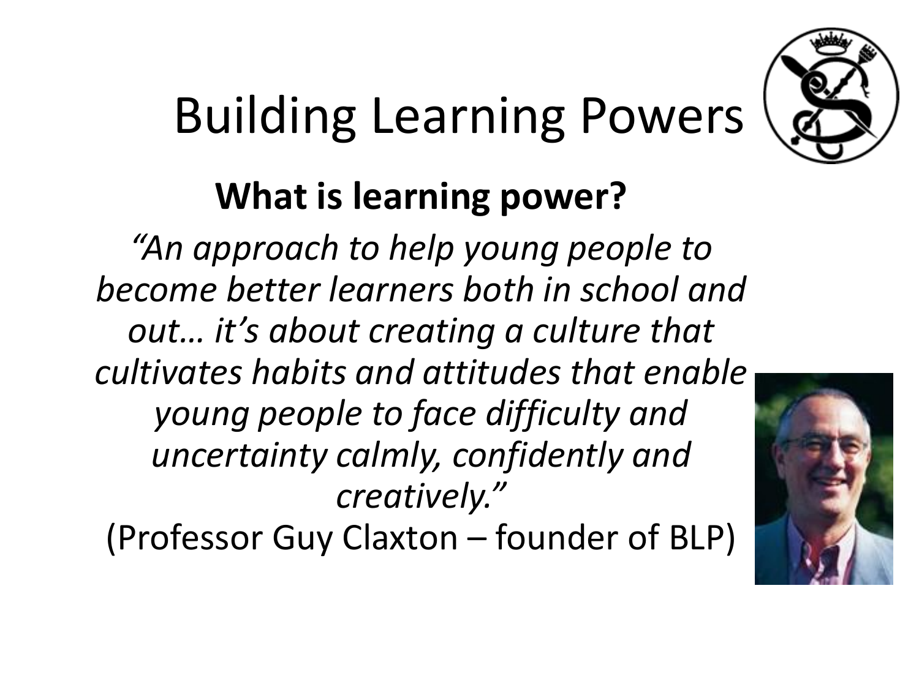# Building Learning Powers

## What is learning power?

*"An approach to help young people to become better learners both in school and out… it's about creating a culture that cultivates habits and attitudes that enable young people to face difficulty and uncertainty calmly, confidently and creatively."*

(Professor Guy Claxton – founder of BLP)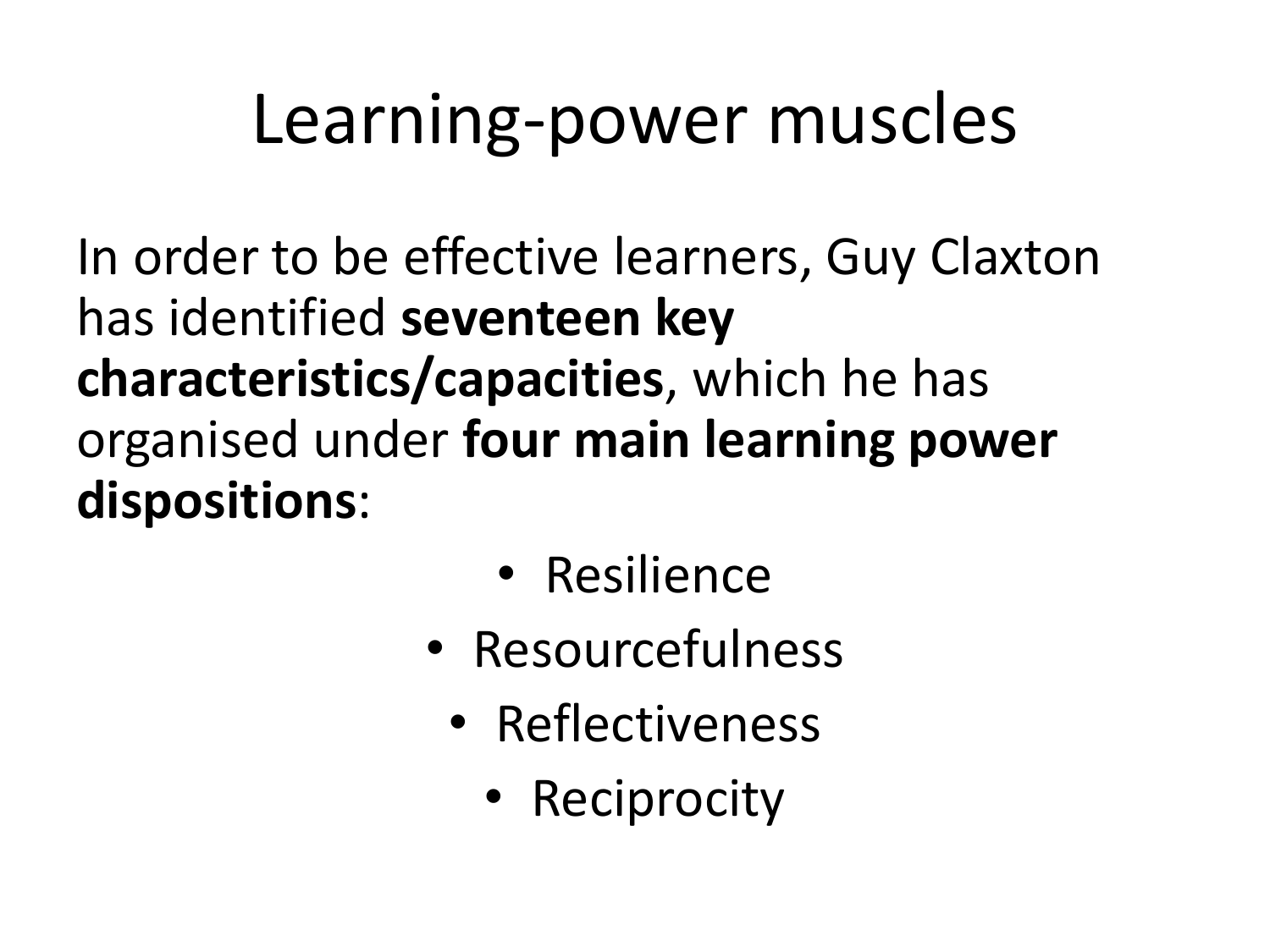# Learning-power muscles

In order to be effective learners, Guy Claxton has identified **seventeen key characteristics/capacities**, which he has organised under **four main learning power dispositions**:

- Resilience
- Resourcefulness
- Reflectiveness
- Reciprocity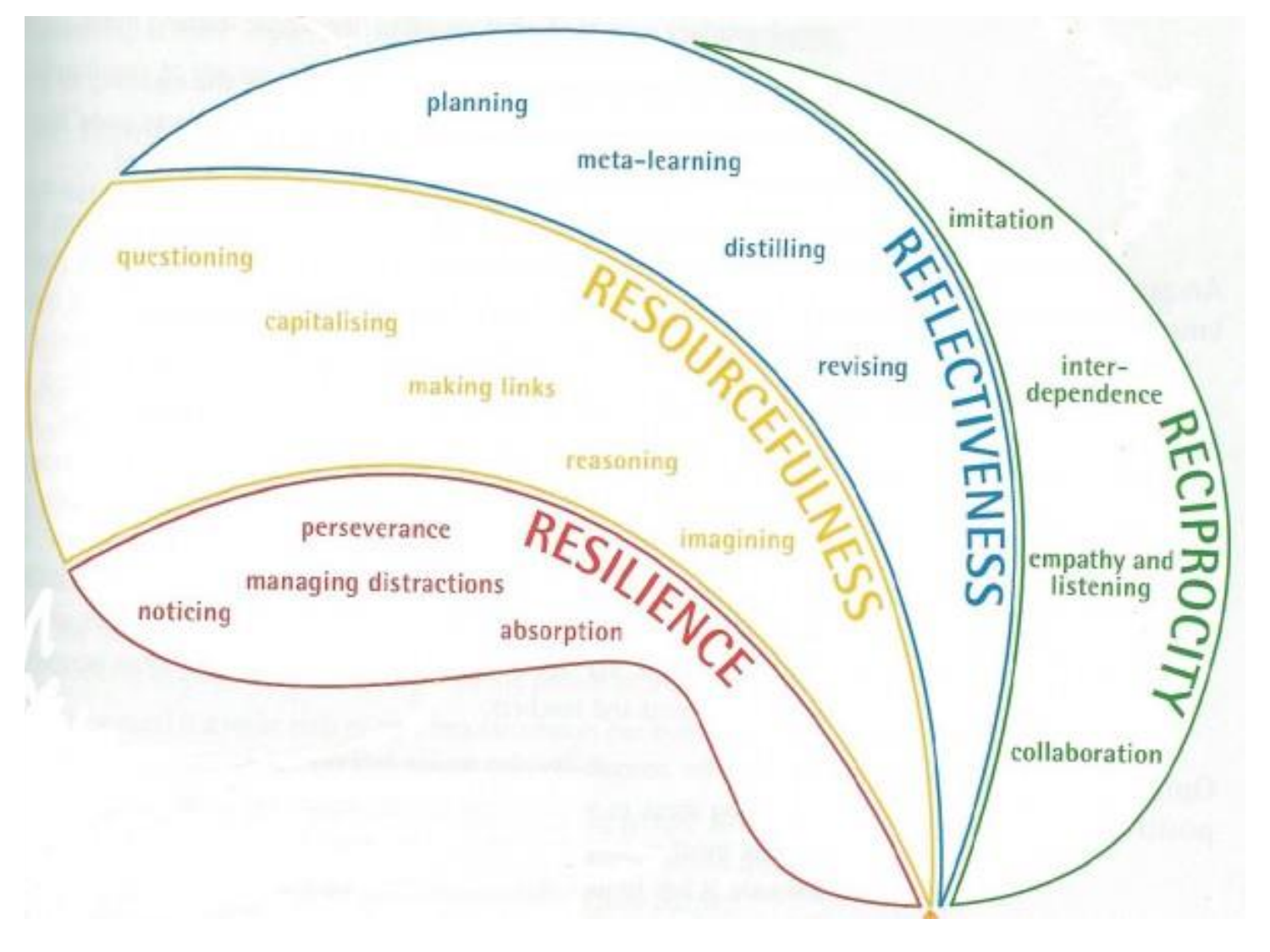## RESILIENCE

- perseverance
- managing distractions
- noticing
- absorption

## RESOURCEFULNESS

- questioning
- capitalising
- making links
- reasoning
- imagining

## REFLECTIVENESS

- planning
- meta-learning
- distilling
- revising

## RECIPROCITY

- imitation
- inter-dependence
- empathy and listening
- collaboration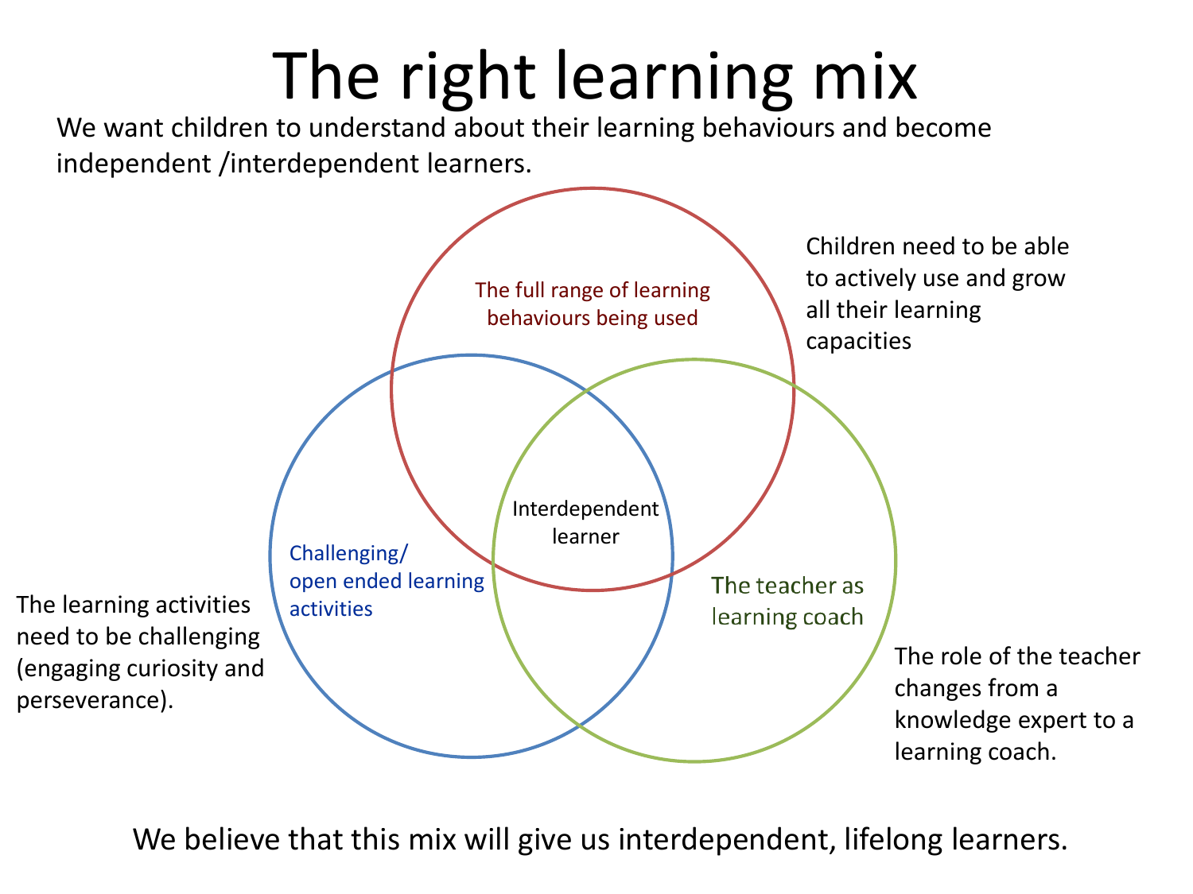# The right learning mix

We want children to understand about their learning behaviours and become independent /interdependent learners.

The full range of learning behaviours being used

Children need to be able to actively use and grow all their learning capacities

Interdependent learner

Challenging/ open ended learning activities

The learning activities need to be challenging (engaging curiosity and perseverance).

The teacher as learning coach

The role of the teacher changes from a knowledge expert to a learning coach.

We believe that this mix will give us interdependent, lifelong learners.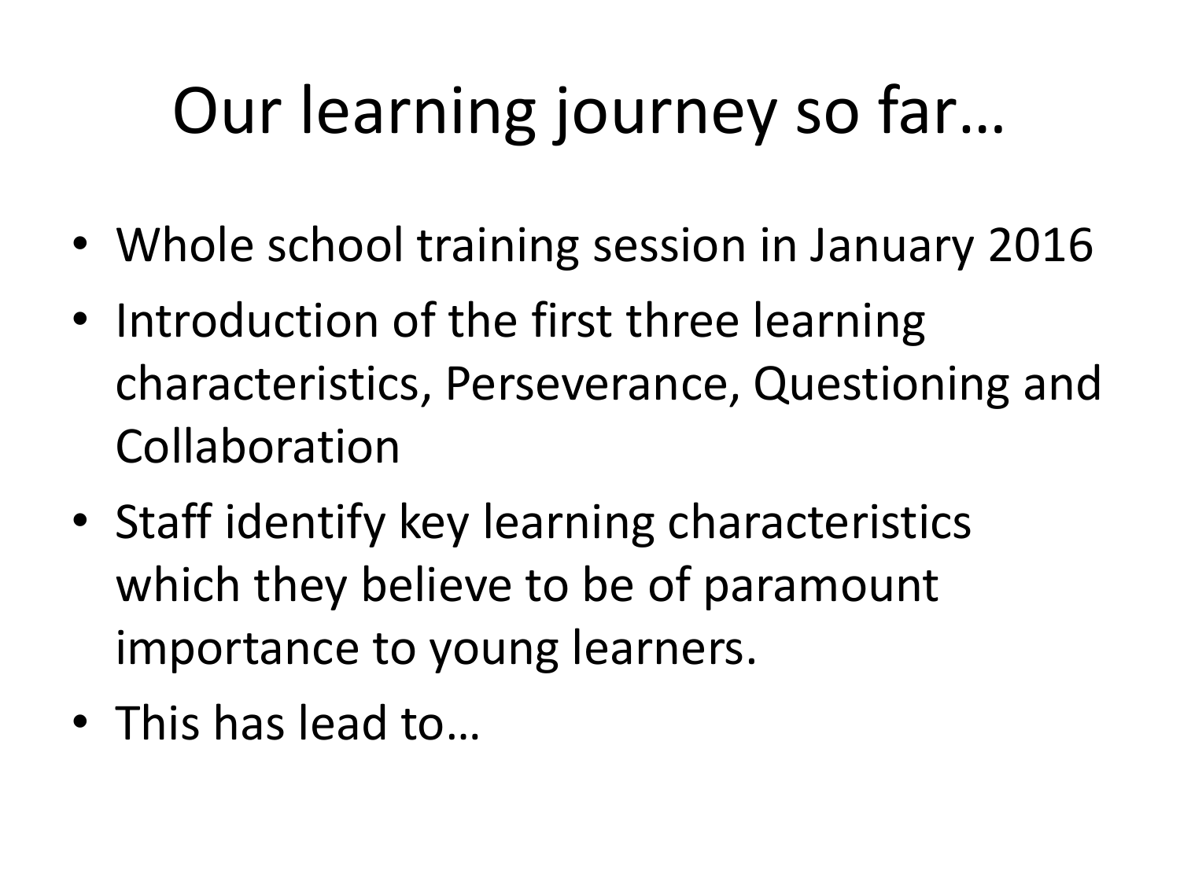# Our learning journey so far…

- Whole school training session in January 2016
- Introduction of the first three learning characteristics, Perseverance, Questioning and Collaboration
- Staff identify key learning characteristics which they believe to be of paramount importance to young learners.
- This has lead to…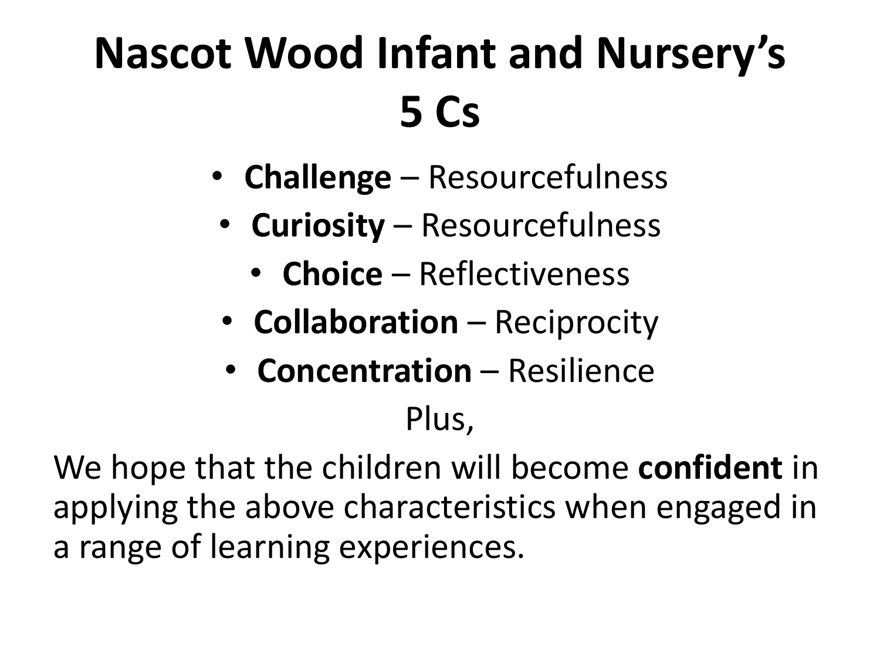# Nascot Wood Infant and Nursery's 5 Cs

- **Challenge** – Resourcefulness
- **Curiosity** – Resourcefulness
- **Choice** – Reflectiveness
- **Collaboration** – Reciprocity
- **Concentration** – Resilience

Plus,

We hope that the children will become **confident** in applying the above characteristics when engaged in a range of learning experiences.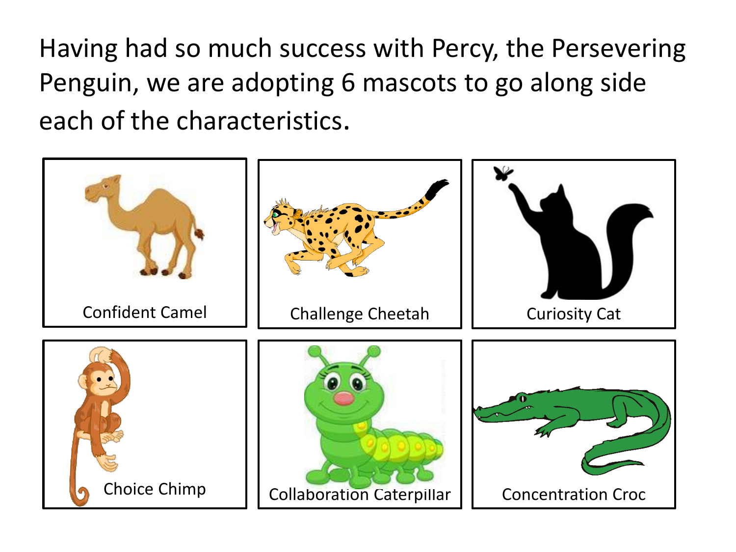Having had so much success with Percy, the Persevering Penguin, we are adopting 6 mascots to go along side each of the characteristics.

| | | |
|---|---|---|
| Confident Camel | Challenge Cheetah | Curiosity Cat |
| Choice Chimp | Collaboration Caterpillar | Concentration Croc |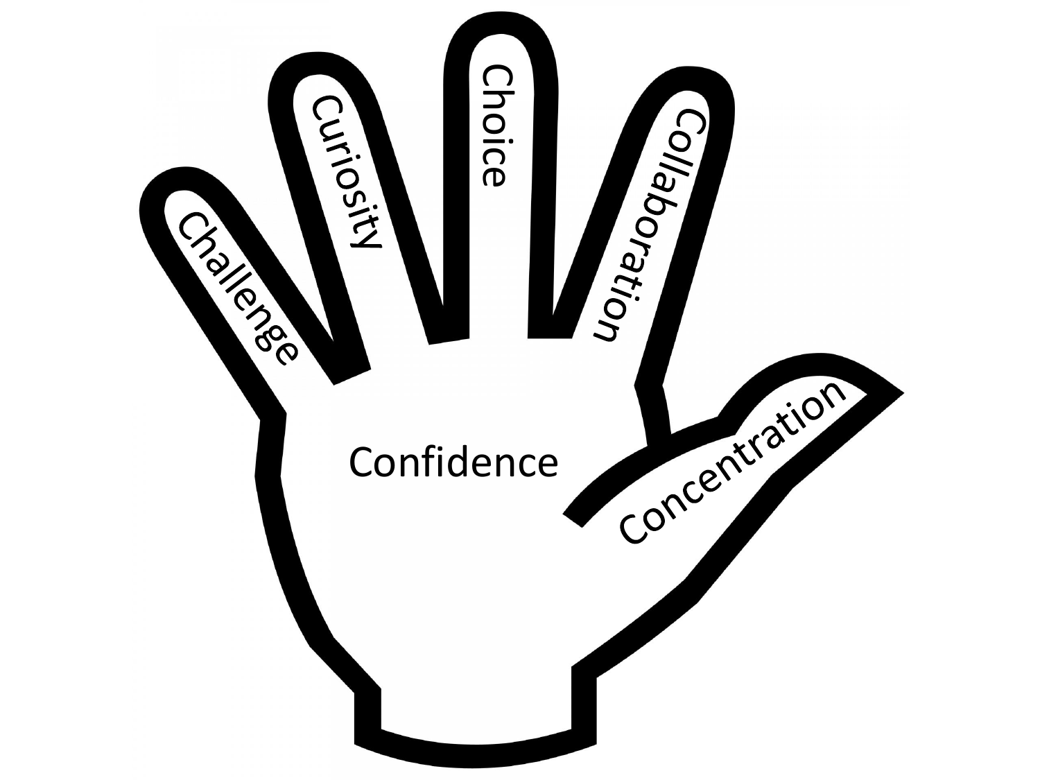Challenge

Curiosity

Choice

Collaboration

Concentration

Confidence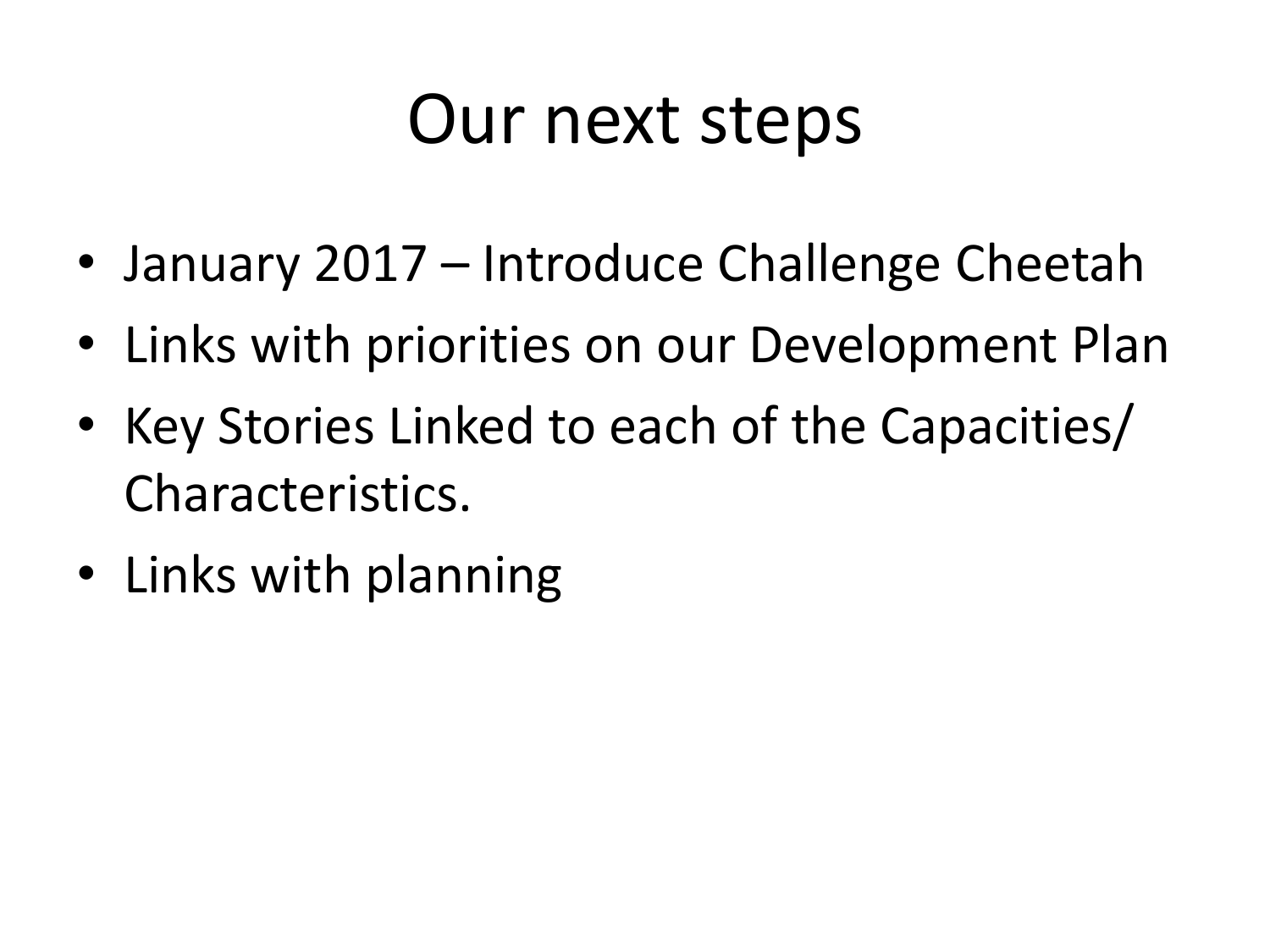# Our next steps

- January 2017 – Introduce Challenge Cheetah
- Links with priorities on our Development Plan
- Key Stories Linked to each of the Capacities/ Characteristics.
- Links with planning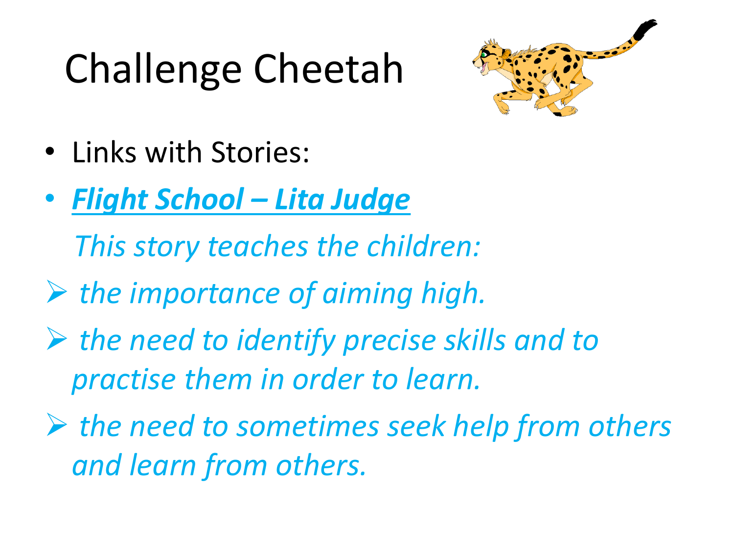# Challenge Cheetah

- Links with Stories:
- ***Flight School – Lita Judge***

  *This story teaches the children:*

  - *the importance of aiming high.*
  - *the need to identify precise skills and to practise them in order to learn.*
  - *the need to sometimes seek help from others and learn from others.*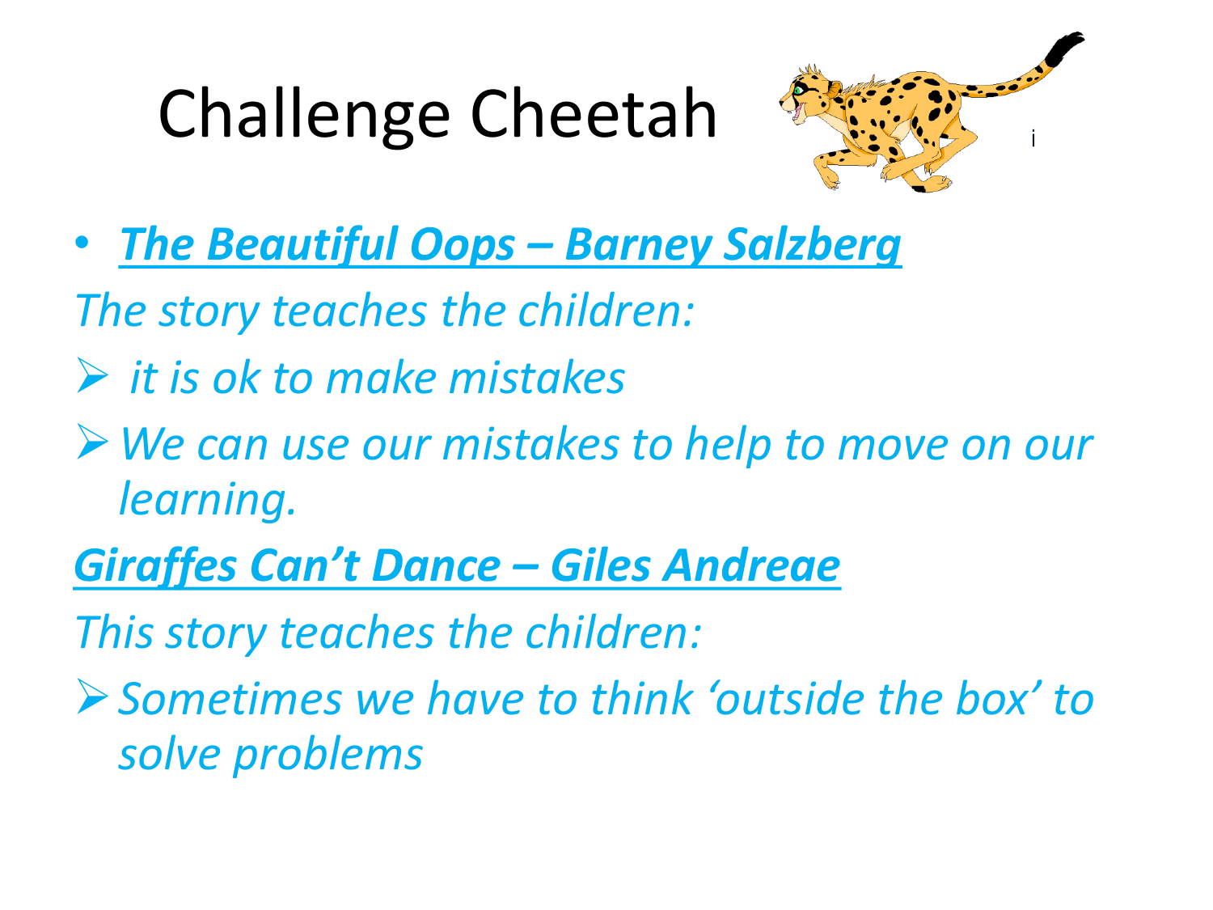# Challenge Cheetah

- ***The Beautiful Oops – Barney Salzberg***

*The story teaches the children:*

- *it is ok to make mistakes*
- *We can use our mistakes to help to move on our learning.*

***Giraffes Can't Dance – Giles Andreae***

*This story teaches the children:*

- *Sometimes we have to think 'outside the box' to solve problems*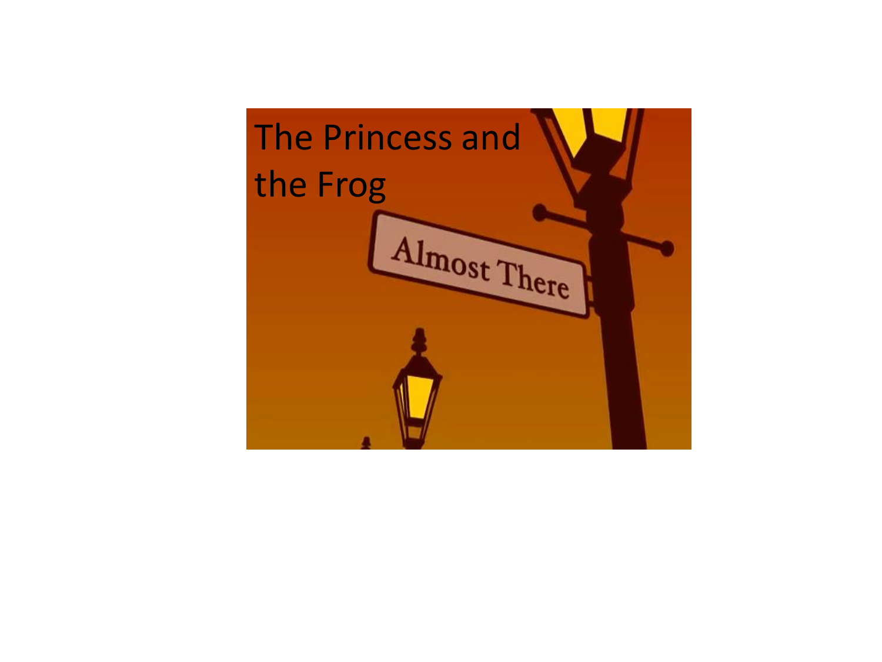The Princess and the Frog

Almost There